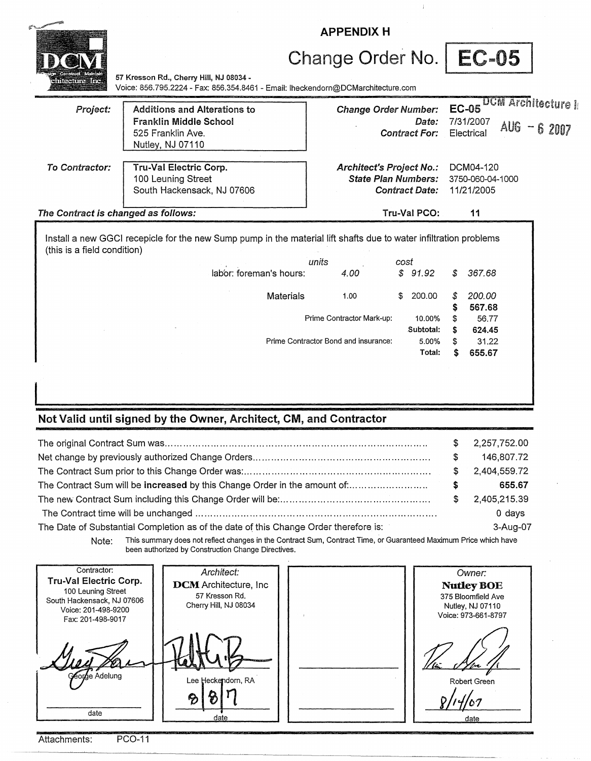## APPENDIX H

# Change Order No. EC-05

DCM Architecture Inc.

57 Kresson Rd., Cherry Hill, NJ 08034 -
Voice: 856.795.2224 - Fax: 856.354.8461 - Email: lheckendorn@DCMarchitecture.com

| | | | |
|---|---|---|---|
| ***Project:*** | **Additions and Alterations to Franklin Middle School** 525 Franklin Ave. Nutley, NJ 07110 | ***Change Order Number:*** | **EC-05** |
| | | ***Date:*** | 7/31/2007 |
| | | ***Contract For:*** | Electrical |
| ***To Contractor:*** | **Tru-Val Electric Corp.** 100 Leuning Street South Hackensack, NJ 07606 | ***Architect's Project No.:*** | DCM04-120 |
| | | ***State Plan Numbers:*** | 3750-060-04-1000 |
| | | ***Contract Date:*** | 11/21/2005 |

DCM Architecture I AUG - 6 2007

***The Contract is changed as follows:*** Tru-Val PCO: 11

Install a new GGCI recepicle for the new Sump pump in the material lift shafts due to water infiltration problems (this is a field condition)

| | *units* | *cost* | |
|---|---|---|---|
| labor: foreman's hours: | *4.00* | *$ 91.92* | *$ 367.68* |
| Materials | 1.00 | $ 200.00 | *$ 200.00* |
| | | | **$ 567.68** |
| Prime Contractor Mark-up: | | 10.00% | $ 56.77 |
| | | **Subtotal:** | **$ 624.45** |
| Prime Contractor Bond and insurance: | | 5.00% | $ 31.22 |
| | | **Total:** | **$ 655.67** |

## Not Valid until signed by the Owner, Architect, CM, and Contractor

| | |
|---|---|
| The original Contract Sum was………… | $ 2,257,752.00 |
| Net change by previously authorized Change Orders………… | $ 146,807.72 |
| The Contract Sum prior to this Change Order was:………… | $ 2,404,559.72 |
| The Contract Sum will be **increased** by this Change Order in the amount of:………… | **$ 655.67** |
| The new Contract Sum including this Change Order will be:………… | $ 2,405,215.39 |
| The Contract time will be unchanged ………… | 0 days |
| The Date of Substantial Completion as of the date of this Change Order therefore is: | 3-Aug-07 |

Note: This summary does not reflect changes in the Contract Sum, Contract Time, or Guaranteed Maximum Price which have been authorized by Construction Change Directives.

| Contractor: | Architect: | | Owner: |
|---|---|---|---|
| **Tru-Val Electric Corp.** 100 Leuning Street South Hackensack, NJ 07606 Voice: 201-498-9200 Fax: 201-498-9017 | **DCM** Architecture, Inc 57 Kresson Rd. Cherry Hill, NJ 08034 | | **Nutley BOE** 375 Bloomfield Ave Nutley, NJ 07110 Voice: 973-661-8797 |
| George Adelung | Lee Heckendorn, RA | | Robert Green |
| date | 8/8/7 date | | 8/14/07 date |

Attachments: PCO-11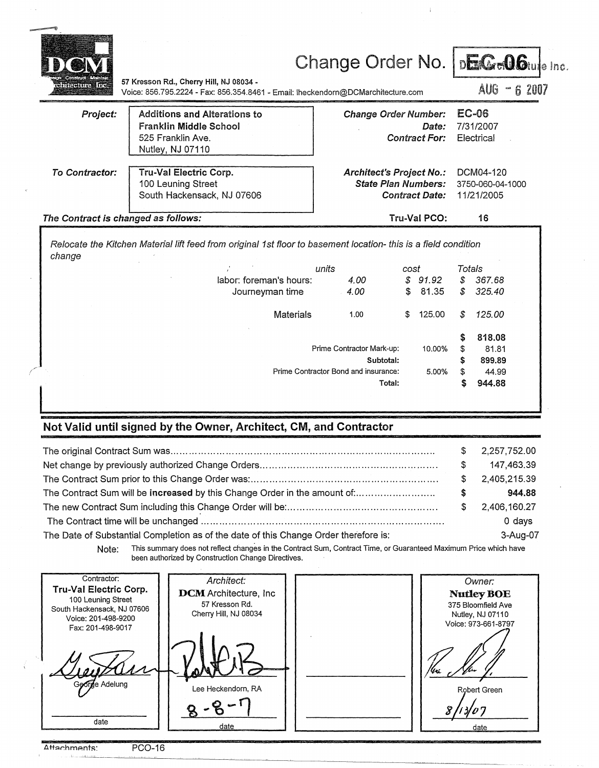DCM

Design Construct Maintain Architecture Inc.

57 Kresson Rd., Cherry Hill, NJ 08034 -
Voice: 856.795.2224 - Fax: 856.354.8461 - Email: lheckendorn@DCMarchitecture.com

# Change Order No. EC-06

AUG - 6 2007

| | | | |
|---|---|---|---|
| ***Project:*** | **Additions and Alterations to Franklin Middle School** 525 Franklin Ave. Nutley, NJ 07110 | ***Change Order Number:*** | **EC-06** |
| | | ***Date:*** | 7/31/2007 |
| | | ***Contract For:*** | Electrical |
| ***To Contractor:*** | **Tru-Val Electric Corp.** 100 Leuning Street South Hackensack, NJ 07606 | ***Architect's Project No.:*** | DCM04-120 |
| | | ***State Plan Numbers:*** | 3750-060-04-1000 |
| | | ***Contract Date:*** | 11/21/2005 |

***The Contract is changed as follows:*** **Tru-Val PCO:** 16

*Relocate the Kitchen Material lift feed from original 1st floor to basement location- this is a field condition change*

| | units | cost | Totals |
|---|---|---|---|
| labor: foreman's hours: | 4.00 | $ 91.92 | $ 367.68 |
| Journeyman time | 4.00 | $ 81.35 | $ 325.40 |
| Materials | 1.00 | $ 125.00 | $ 125.00 |
| | | | **$ 818.08** |
| Prime Contractor Mark-up: | | 10.00% | $ 81.81 |
| **Subtotal:** | | | **$ 899.89** |
| Prime Contractor Bond and insurance: | | 5.00% | $ 44.99 |
| **Total:** | | | **$ 944.88** |

## Not Valid until signed by the Owner, Architect, CM, and Contractor

| | |
|---|---|
| The original Contract Sum was | $ 2,257,752.00 |
| Net change by previously authorized Change Orders | $ 147,463.39 |
| The Contract Sum prior to this Change Order was: | $ 2,405,215.39 |
| The Contract Sum will be **increased** by this Change Order in the amount of: | **$ 944.88** |
| The new Contract Sum including this Change Order will be: | $ 2,406,160.27 |
| The Contract time will be unchanged | 0 days |
| The Date of Substantial Completion as of the date of this Change Order therefore is: | 3-Aug-07 |

Note: This summary does not reflect changes in the Contract Sum, Contract Time, or Guaranteed Maximum Price which have been authorized by Construction Change Directives.

| Contractor: | Architect: | | Owner: |
|---|---|---|---|
| **Tru-Val Electric Corp.** 100 Leuning Street South Hackensack, NJ 07606 Voice: 201-498-9200 Fax: 201-498-9017 | **DCM** Architecture, Inc 57 Kresson Rd. Cherry Hill, NJ 08034 | | **Nutley BOE** 375 Bloomfield Ave Nutley, NJ 07110 Voice: 973-661-8797 |
| George Adelung | Lee Heckendorn, RA | | Robert Green |
| date | 8-8-07 date | | 8/13/07 date |

Attachments: PCO-16